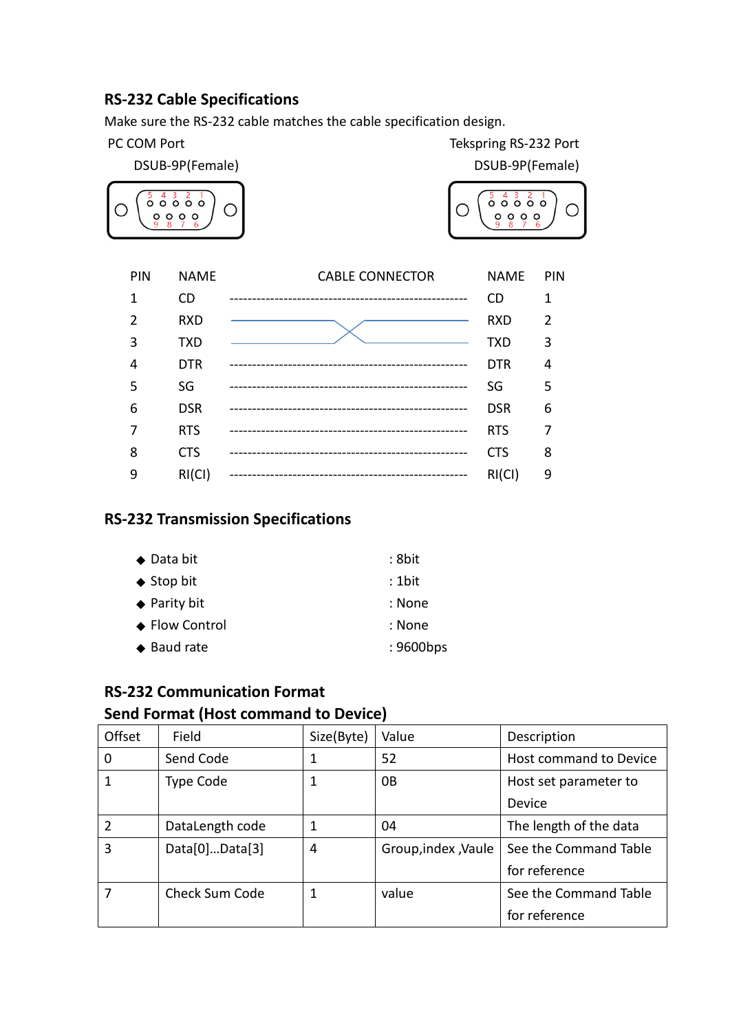## RS-232 Cable Specifications

Make sure the RS-232 cable matches the cable specification design.

PC COM Port — DSUB-9P(Female)

Tekspring RS-232 Port — DSUB-9P(Female)

| PIN | NAME | CABLE CONNECTOR | NAME | PIN |
|---|---|---|---|---|
| 1 | CD | ------------------------------------------------------- | CD | 1 |
| 2 | RXD | (crossed to TXD) | RXD | 2 |
| 3 | TXD | (crossed to RXD) | TXD | 3 |
| 4 | DTR | ------------------------------------------------------- | DTR | 4 |
| 5 | SG | ------------------------------------------------------- | SG | 5 |
| 6 | DSR | ------------------------------------------------------- | DSR | 6 |
| 7 | RTS | ------------------------------------------------------- | RTS | 7 |
| 8 | CTS | ------------------------------------------------------- | CTS | 8 |
| 9 | RI(CI) | ------------------------------------------------------- | RI(CI) | 9 |

## RS-232 Transmission Specifications

- Data bit : 8bit
- Stop bit : 1bit
- Parity bit : None
- Flow Control : None
- Baud rate : 9600bps

## RS-232 Communication Format

### Send Format (Host command to Device)

| Offset | Field | Size(Byte) | Value | Description |
|---|---|---|---|---|
| 0 | Send Code | 1 | 52 | Host command to Device |
| 1 | Type Code | 1 | 0B | Host set parameter to Device |
| 2 | DataLength code | 1 | 04 | The length of the data |
| 3 | Data[0]…Data[3] | 4 | Group,index ,Vaule | See the Command Table for reference |
| 7 | Check Sum Code | 1 | value | See the Command Table for reference |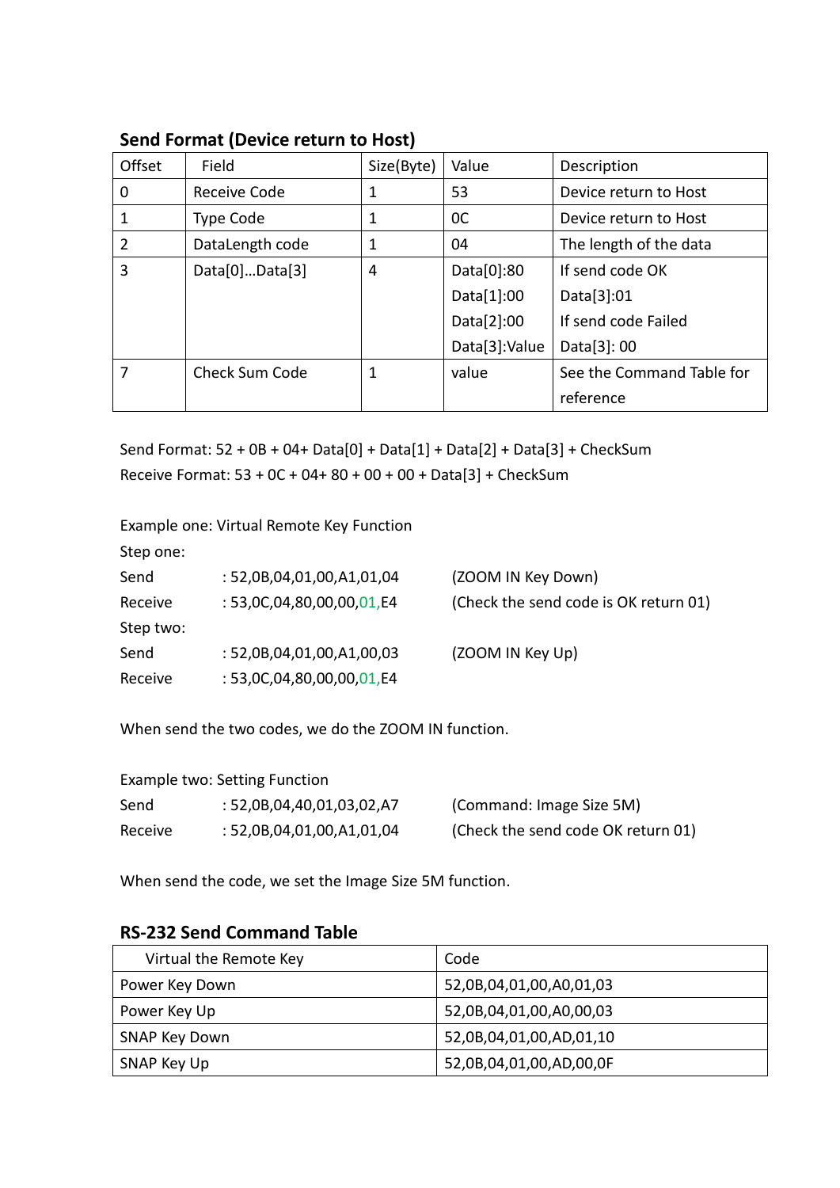### Send Format (Device return to Host)

| Offset | Field | Size(Byte) | Value | Description |
|---|---|---|---|---|
| 0 | Receive Code | 1 | 53 | Device return to Host |
| 1 | Type Code | 1 | 0C | Device return to Host |
| 2 | DataLength code | 1 | 04 | The length of the data |
| 3 | Data[0]…Data[3] | 4 | Data[0]:80<br>Data[1]:00<br>Data[2]:00<br>Data[3]:Value | If send code OK<br>Data[3]:01<br>If send code Failed<br>Data[3]: 00 |
| 7 | Check Sum Code | 1 | value | See the Command Table for reference |

Send Format: 52 + 0B + 04+ Data[0] + Data[1] + Data[2] + Data[3] + CheckSum

Receive Format: 53 + 0C + 04+ 80 + 00 + 00 + Data[3] + CheckSum

Example one: Virtual Remote Key Function

Step one:

Send : 52,0B,04,01,00,A1,01,04 (ZOOM IN Key Down)

Receive : 53,0C,04,80,00,00,01,E4 (Check the send code is OK return 01)

Step two:

Send : 52,0B,04,01,00,A1,00,03 (ZOOM IN Key Up)

Receive : 53,0C,04,80,00,00,01,E4

When send the two codes, we do the ZOOM IN function.

Example two: Setting Function

Send : 52,0B,04,40,01,03,02,A7 (Command: Image Size 5M)

Receive : 52,0B,04,01,00,A1,01,04 (Check the send code OK return 01)

When send the code, we set the Image Size 5M function.

### RS-232 Send Command Table

| Virtual the Remote Key | Code |
|---|---|
| Power Key Down | 52,0B,04,01,00,A0,01,03 |
| Power Key Up | 52,0B,04,01,00,A0,00,03 |
| SNAP Key Down | 52,0B,04,01,00,AD,01,10 |
| SNAP Key Up | 52,0B,04,01,00,AD,00,0F |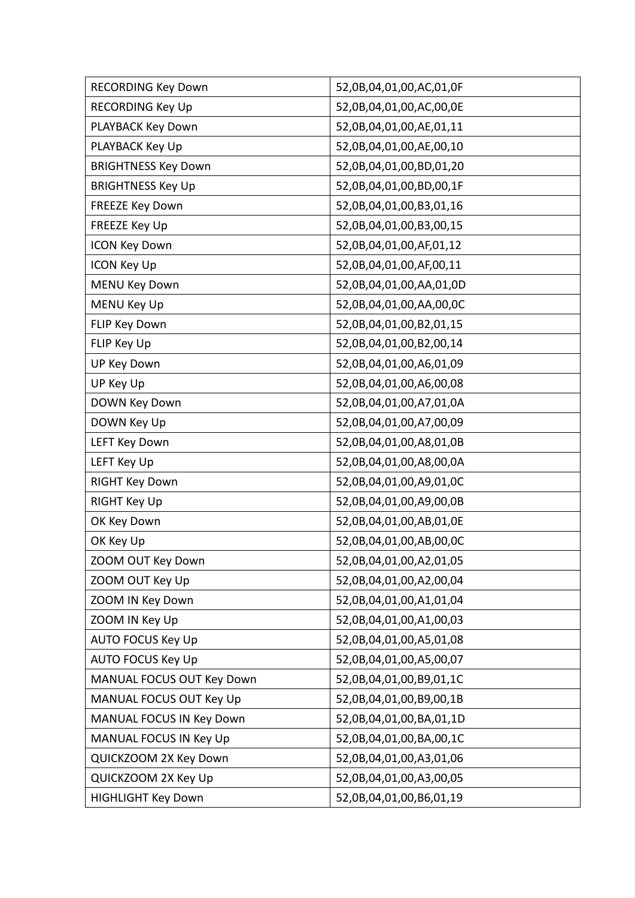| RECORDING Key Down | 52,0B,04,01,00,AC,01,0F |
|---|---|
| RECORDING Key Up | 52,0B,04,01,00,AC,00,0E |
| PLAYBACK Key Down | 52,0B,04,01,00,AE,01,11 |
| PLAYBACK Key Up | 52,0B,04,01,00,AE,00,10 |
| BRIGHTNESS Key Down | 52,0B,04,01,00,BD,01,20 |
| BRIGHTNESS Key Up | 52,0B,04,01,00,BD,00,1F |
| FREEZE Key Down | 52,0B,04,01,00,B3,01,16 |
| FREEZE Key Up | 52,0B,04,01,00,B3,00,15 |
| ICON Key Down | 52,0B,04,01,00,AF,01,12 |
| ICON Key Up | 52,0B,04,01,00,AF,00,11 |
| MENU Key Down | 52,0B,04,01,00,AA,01,0D |
| MENU Key Up | 52,0B,04,01,00,AA,00,0C |
| FLIP Key Down | 52,0B,04,01,00,B2,01,15 |
| FLIP Key Up | 52,0B,04,01,00,B2,00,14 |
| UP Key Down | 52,0B,04,01,00,A6,01,09 |
| UP Key Up | 52,0B,04,01,00,A6,00,08 |
| DOWN Key Down | 52,0B,04,01,00,A7,01,0A |
| DOWN Key Up | 52,0B,04,01,00,A7,00,09 |
| LEFT Key Down | 52,0B,04,01,00,A8,01,0B |
| LEFT Key Up | 52,0B,04,01,00,A8,00,0A |
| RIGHT Key Down | 52,0B,04,01,00,A9,01,0C |
| RIGHT Key Up | 52,0B,04,01,00,A9,00,0B |
| OK Key Down | 52,0B,04,01,00,AB,01,0E |
| OK Key Up | 52,0B,04,01,00,AB,00,0C |
| ZOOM OUT Key Down | 52,0B,04,01,00,A2,01,05 |
| ZOOM OUT Key Up | 52,0B,04,01,00,A2,00,04 |
| ZOOM IN Key Down | 52,0B,04,01,00,A1,01,04 |
| ZOOM IN Key Up | 52,0B,04,01,00,A1,00,03 |
| AUTO FOCUS Key Up | 52,0B,04,01,00,A5,01,08 |
| AUTO FOCUS Key Up | 52,0B,04,01,00,A5,00,07 |
| MANUAL FOCUS OUT Key Down | 52,0B,04,01,00,B9,01,1C |
| MANUAL FOCUS OUT Key Up | 52,0B,04,01,00,B9,00,1B |
| MANUAL FOCUS IN Key Down | 52,0B,04,01,00,BA,01,1D |
| MANUAL FOCUS IN Key Up | 52,0B,04,01,00,BA,00,1C |
| QUICKZOOM 2X Key Down | 52,0B,04,01,00,A3,01,06 |
| QUICKZOOM 2X Key Up | 52,0B,04,01,00,A3,00,05 |
| HIGHLIGHT Key Down | 52,0B,04,01,00,B6,01,19 |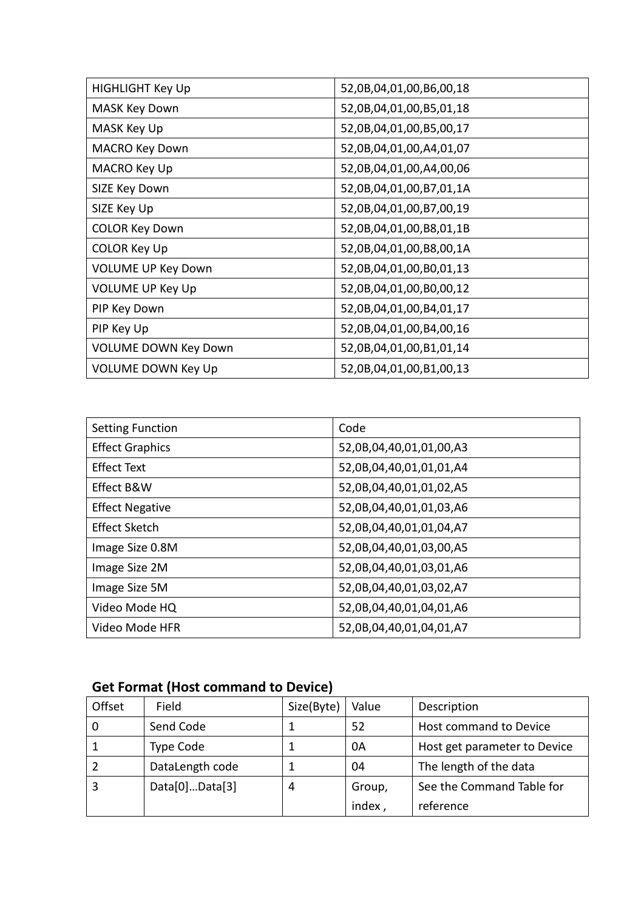| HIGHLIGHT Key Up | 52,0B,04,01,00,B6,00,18 |
|---|---|
| MASK Key Down | 52,0B,04,01,00,B5,01,18 |
| MASK Key Up | 52,0B,04,01,00,B5,00,17 |
| MACRO Key Down | 52,0B,04,01,00,A4,01,07 |
| MACRO Key Up | 52,0B,04,01,00,A4,00,06 |
| SIZE Key Down | 52,0B,04,01,00,B7,01,1A |
| SIZE Key Up | 52,0B,04,01,00,B7,00,19 |
| COLOR Key Down | 52,0B,04,01,00,B8,01,1B |
| COLOR Key Up | 52,0B,04,01,00,B8,00,1A |
| VOLUME UP Key Down | 52,0B,04,01,00,B0,01,13 |
| VOLUME UP Key Up | 52,0B,04,01,00,B0,00,12 |
| PIP Key Down | 52,0B,04,01,00,B4,01,17 |
| PIP Key Up | 52,0B,04,01,00,B4,00,16 |
| VOLUME DOWN Key Down | 52,0B,04,01,00,B1,01,14 |
| VOLUME DOWN Key Up | 52,0B,04,01,00,B1,00,13 |

| Setting Function | Code |
|---|---|
| Effect Graphics | 52,0B,04,40,01,01,00,A3 |
| Effect Text | 52,0B,04,40,01,01,01,A4 |
| Effect B&W | 52,0B,04,40,01,01,02,A5 |
| Effect Negative | 52,0B,04,40,01,01,03,A6 |
| Effect Sketch | 52,0B,04,40,01,01,04,A7 |
| Image Size 0.8M | 52,0B,04,40,01,03,00,A5 |
| Image Size 2M | 52,0B,04,40,01,03,01,A6 |
| Image Size 5M | 52,0B,04,40,01,03,02,A7 |
| Video Mode HQ | 52,0B,04,40,01,04,01,A6 |
| Video Mode HFR | 52,0B,04,40,01,04,01,A7 |

### Get Format (Host command to Device)

| Offset | Field | Size(Byte) | Value | Description |
|---|---|---|---|---|
| 0 | Send Code | 1 | 52 | Host command to Device |
| 1 | Type Code | 1 | 0A | Host get parameter to Device |
| 2 | DataLength code | 1 | 04 | The length of the data |
| 3 | Data[0]…Data[3] | 4 | Group, index , | See the Command Table for reference |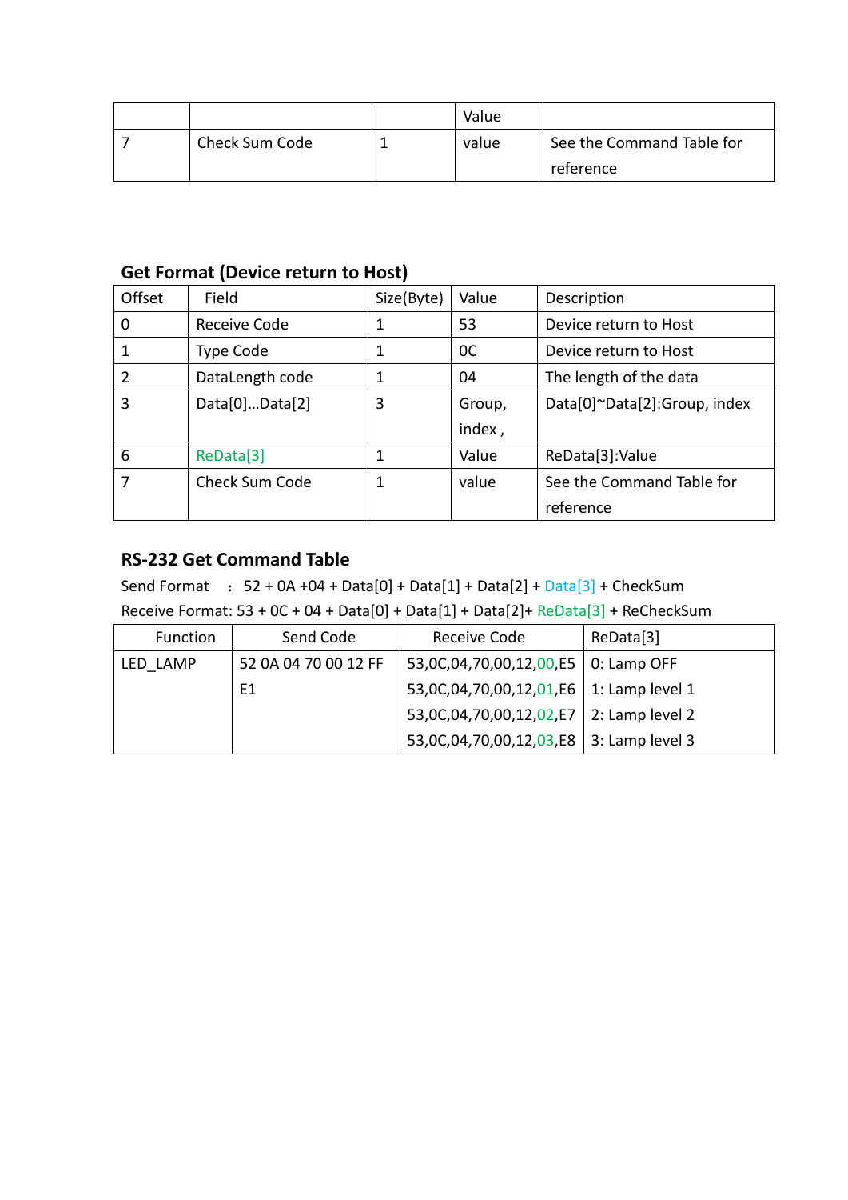| | | | | |
|---|---|---|---|---|
| | | | Value | |
| 7 | Check Sum Code | 1 | value | See the Command Table for reference |

### Get Format (Device return to Host)

| Offset | Field | Size(Byte) | Value | Description |
|---|---|---|---|---|
| 0 | Receive Code | 1 | 53 | Device return to Host |
| 1 | Type Code | 1 | 0C | Device return to Host |
| 2 | DataLength code | 1 | 04 | The length of the data |
| 3 | Data[0]…Data[2] | 3 | Group, index , | Data[0]~Data[2]:Group, index |
| 6 | ReData[3] | 1 | Value | ReData[3]:Value |
| 7 | Check Sum Code | 1 | value | See the Command Table for reference |

### RS-232 Get Command Table

Send Format : 52 + 0A +04 + Data[0] + Data[1] + Data[2] + Data[3] + CheckSum

Receive Format: 53 + 0C + 04 + Data[0] + Data[1] + Data[2]+ ReData[3] + ReCheckSum

| Function | Send Code | Receive Code | ReData[3] |
|---|---|---|---|
| LED_LAMP | 52 0A 04 70 00 12 FF E1 | 53,0C,04,70,00,12,00,E5 | 0: Lamp OFF |
| | | 53,0C,04,70,00,12,01,E6 | 1: Lamp level 1 |
| | | 53,0C,04,70,00,12,02,E7 | 2: Lamp level 2 |
| | | 53,0C,04,70,00,12,03,E8 | 3: Lamp level 3 |